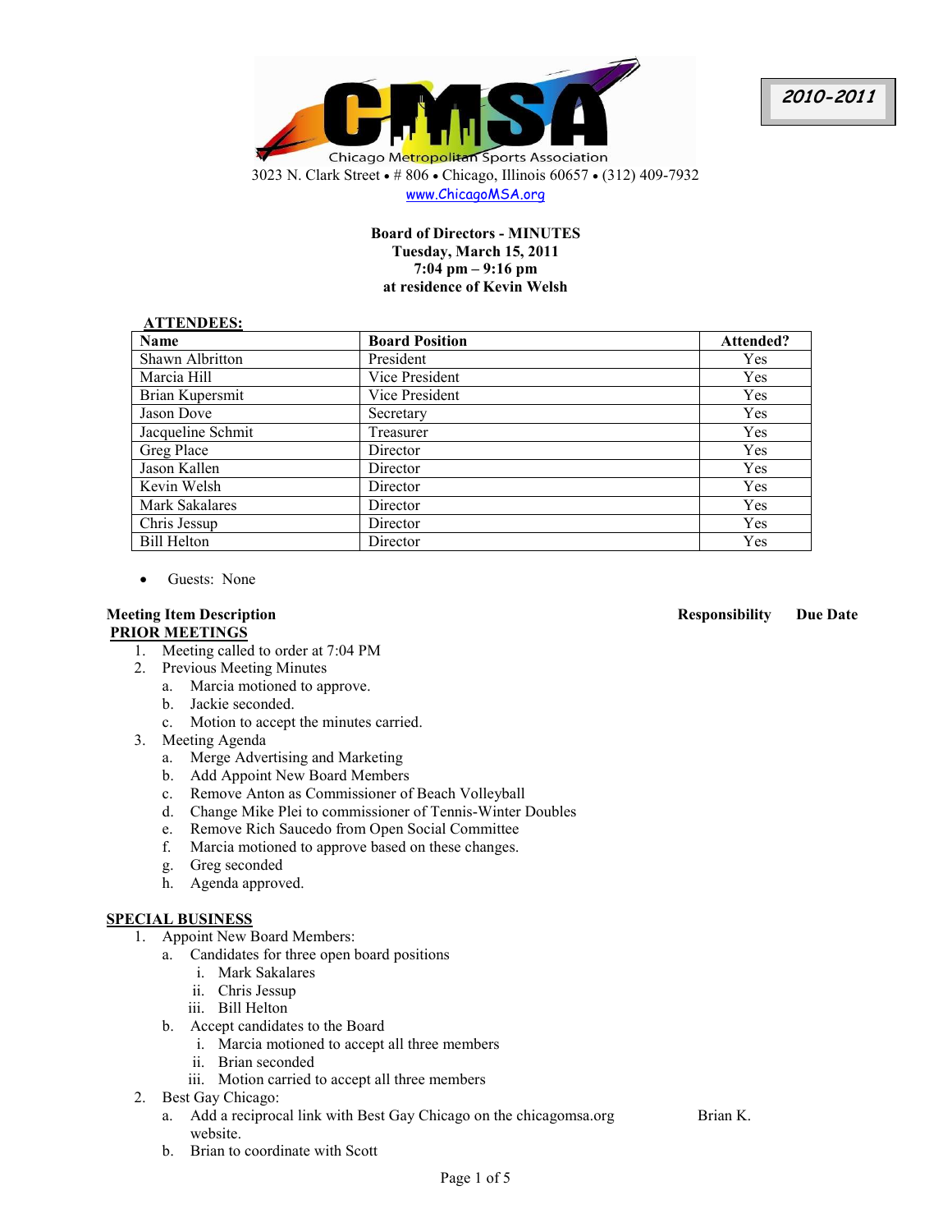Chicago Metropolitan Sports Association

3023 N. Clark Street • # 806 • Chicago, Illinois 60657 • (312) 409-7932

www.ChicagoMSA.org

**2010-2011**

**Board of Directors - MINUTES**
**Tuesday, March 15, 2011**
**7:04 pm – 9:16 pm**
**at residence of Kevin Welsh**

**ATTENDEES:**

| Name | Board Position | Attended? |
|---|---|---|
| Shawn Albritton | President | Yes |
| Marcia Hill | Vice President | Yes |
| Brian Kupersmit | Vice President | Yes |
| Jason Dove | Secretary | Yes |
| Jacqueline Schmit | Treasurer | Yes |
| Greg Place | Director | Yes |
| Jason Kallen | Director | Yes |
| Kevin Welsh | Director | Yes |
| Mark Sakalares | Director | Yes |
| Chris Jessup | Director | Yes |
| Bill Helton | Director | Yes |

- Guests: None

**Meeting Item Description** | **Responsibility** | **Due Date**

**PRIOR MEETINGS**

1. Meeting called to order at 7:04 PM
2. Previous Meeting Minutes
   a. Marcia motioned to approve.
   b. Jackie seconded.
   c. Motion to accept the minutes carried.
3. Meeting Agenda
   a. Merge Advertising and Marketing
   b. Add Appoint New Board Members
   c. Remove Anton as Commissioner of Beach Volleyball
   d. Change Mike Plei to commissioner of Tennis-Winter Doubles
   e. Remove Rich Saucedo from Open Social Committee
   f. Marcia motioned to approve based on these changes.
   g. Greg seconded
   h. Agenda approved.

**SPECIAL BUSINESS**

1. Appoint New Board Members:
   a. Candidates for three open board positions
      i. Mark Sakalares
      ii. Chris Jessup
      iii. Bill Helton
   b. Accept candidates to the Board
      i. Marcia motioned to accept all three members
      ii. Brian seconded
      iii. Motion carried to accept all three members
2. Best Gay Chicago:
   a. Add a reciprocal link with Best Gay Chicago on the chicagomsa.org website. — Responsibility: Brian K.
   b. Brian to coordinate with Scott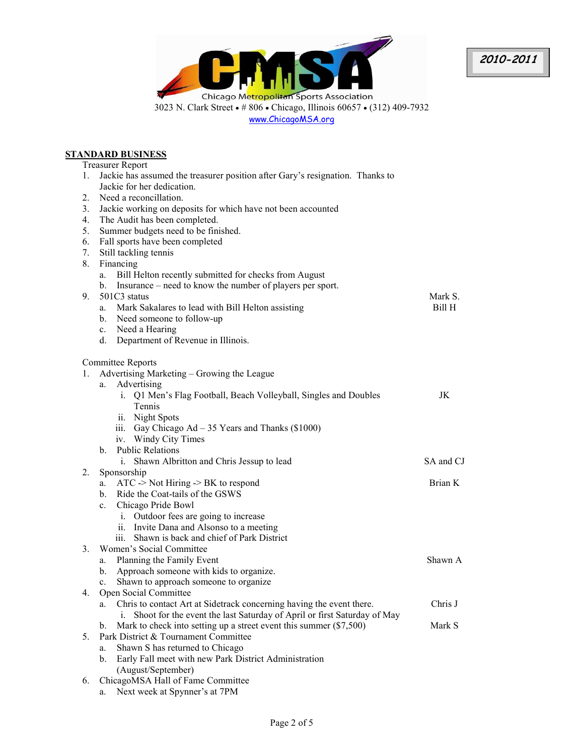CMSA

Chicago Metropolitan Sports Association

3023 N. Clark Street • # 806 • Chicago, Illinois 60657 • (312) 409-7932

www.ChicagoMSA.org

**2010-2011**

## STANDARD BUSINESS

Treasurer Report

1. Jackie has assumed the treasurer position after Gary's resignation. Thanks to Jackie for her dedication.
2. Need a reconcillation.
3. Jackie working on deposits for which have not been accounted
4. The Audit has been completed.
5. Summer budgets need to be finished.
6. Fall sports have been completed
7. Still tackling tennis
8. Financing
   a. Bill Helton recently submitted for checks from August
   b. Insurance – need to know the number of players per sport.
9. 501C3 status — Mark S.
   a. Mark Sakalares to lead with Bill Helton assisting — Bill H
   b. Need someone to follow-up
   c. Need a Hearing
   d. Department of Revenue in Illinois.

Committee Reports

1. Advertising Marketing – Growing the League
   a. Advertising
      i. Q1 Men's Flag Football, Beach Volleyball, Singles and Doubles Tennis — JK
      ii. Night Spots
      iii. Gay Chicago Ad – 35 Years and Thanks ($1000)
      iv. Windy City Times
   b. Public Relations
      i. Shawn Albritton and Chris Jessup to lead — SA and CJ
2. Sponsorship
   a. ATC -> Not Hiring -> BK to respond — Brian K
   b. Ride the Coat-tails of the GSWS
   c. Chicago Pride Bowl
      i. Outdoor fees are going to increase
      ii. Invite Dana and Alsonso to a meeting
      iii. Shawn is back and chief of Park District
3. Women's Social Committee
   a. Planning the Family Event — Shawn A
   b. Approach someone with kids to organize.
   c. Shawn to approach someone to organize
4. Open Social Committee
   a. Chris to contact Art at Sidetrack concerning having the event there. — Chris J
      i. Shoot for the event the last Saturday of April or first Saturday of May
   b. Mark to check into setting up a street event this summer ($7,500) — Mark S
5. Park District & Tournament Committee
   a. Shawn S has returned to Chicago
   b. Early Fall meet with new Park District Administration (August/September)
6. ChicagoMSA Hall of Fame Committee
   a. Next week at Spynner's at 7PM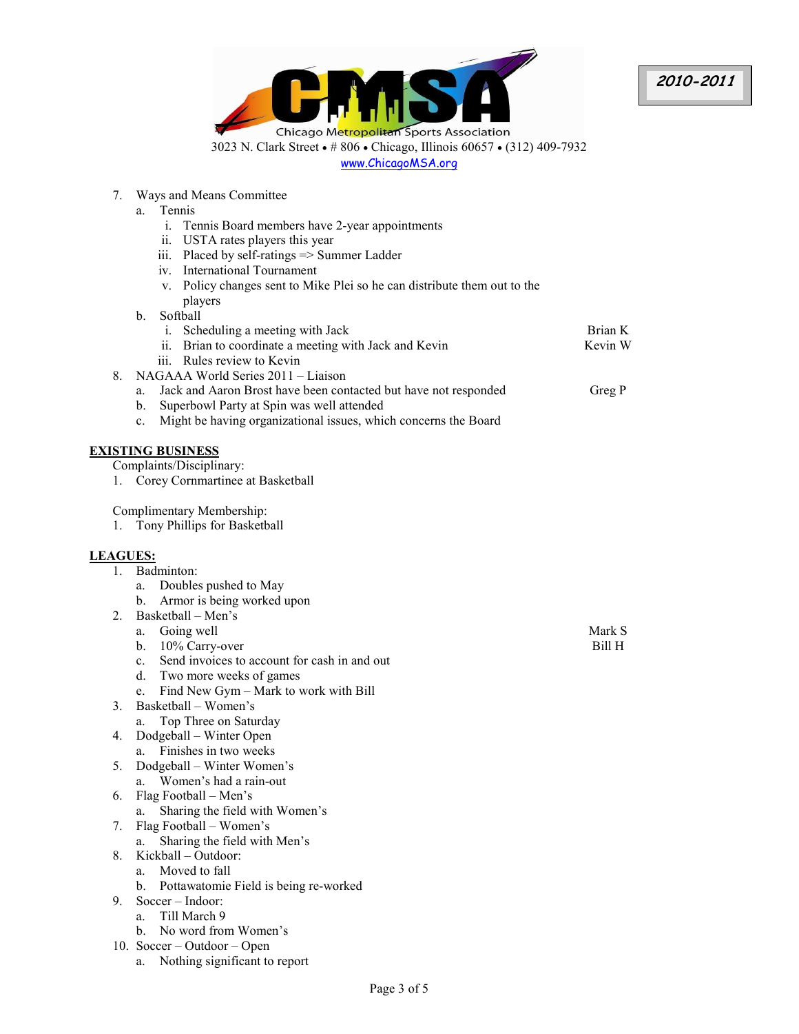Chicago Metropolitan Sports Association

3023 N. Clark Street • # 806 • Chicago, Illinois 60657 • (312) 409-7932

www.ChicagoMSA.org

**2010-2011**

7. Ways and Means Committee
    a. Tennis
        i. Tennis Board members have 2-year appointments
        ii. USTA rates players this year
        iii. Placed by self-ratings => Summer Ladder
        iv. International Tournament
        v. Policy changes sent to Mike Plei so he can distribute them out to the players
    b. Softball — Brian K, Kevin W
        i. Scheduling a meeting with Jack
        ii. Brian to coordinate a meeting with Jack and Kevin
        iii. Rules review to Kevin
8. NAGAAA World Series 2011 – Liaison — Greg P
    a. Jack and Aaron Brost have been contacted but have not responded
    b. Superbowl Party at Spin was well attended
    c. Might be having organizational issues, which concerns the Board

## EXISTING BUSINESS

Complaints/Disciplinary:

1. Corey Cornmartinee at Basketball

Complimentary Membership:

1. Tony Phillips for Basketball

## LEAGUES:

1. Badminton:
    a. Doubles pushed to May
    b. Armor is being worked upon
2. Basketball – Men's — Mark S, Bill H
    a. Going well
    b. 10% Carry-over
    c. Send invoices to account for cash in and out
    d. Two more weeks of games
    e. Find New Gym – Mark to work with Bill
3. Basketball – Women's
    a. Top Three on Saturday
4. Dodgeball – Winter Open
    a. Finishes in two weeks
5. Dodgeball – Winter Women's
    a. Women's had a rain-out
6. Flag Football – Men's
    a. Sharing the field with Women's
7. Flag Football – Women's
    a. Sharing the field with Men's
8. Kickball – Outdoor:
    a. Moved to fall
    b. Pottawatomie Field is being re-worked
9. Soccer – Indoor:
    a. Till March 9
    b. No word from Women's
10. Soccer – Outdoor – Open
    a. Nothing significant to report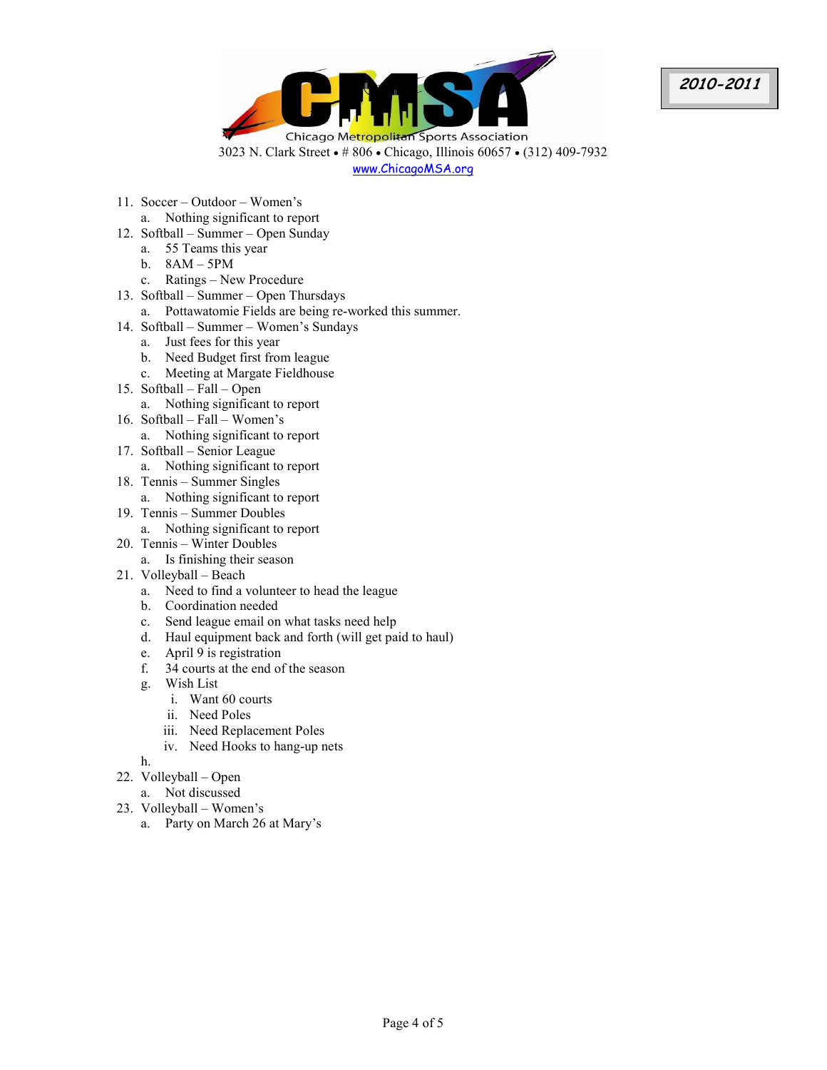Chicago Metropolitan Sports Association
3023 N. Clark Street • # 806 • Chicago, Illinois 60657 • (312) 409-7932
www.ChicagoMSA.org

**2010-2011**

11. Soccer – Outdoor – Women's
    a. Nothing significant to report
12. Softball – Summer – Open Sunday
    a. 55 Teams this year
    b. 8AM – 5PM
    c. Ratings – New Procedure
13. Softball – Summer – Open Thursdays
    a. Pottawatomie Fields are being re-worked this summer.
14. Softball – Summer – Women's Sundays
    a. Just fees for this year
    b. Need Budget first from league
    c. Meeting at Margate Fieldhouse
15. Softball – Fall – Open
    a. Nothing significant to report
16. Softball – Fall – Women's
    a. Nothing significant to report
17. Softball – Senior League
    a. Nothing significant to report
18. Tennis – Summer Singles
    a. Nothing significant to report
19. Tennis – Summer Doubles
    a. Nothing significant to report
20. Tennis – Winter Doubles
    a. Is finishing their season
21. Volleyball – Beach
    a. Need to find a volunteer to head the league
    b. Coordination needed
    c. Send league email on what tasks need help
    d. Haul equipment back and forth (will get paid to haul)
    e. April 9 is registration
    f. 34 courts at the end of the season
    g. Wish List
       i. Want 60 courts
       ii. Need Poles
       iii. Need Replacement Poles
       iv. Need Hooks to hang-up nets
    h.
22. Volleyball – Open
    a. Not discussed
23. Volleyball – Women's
    a. Party on March 26 at Mary's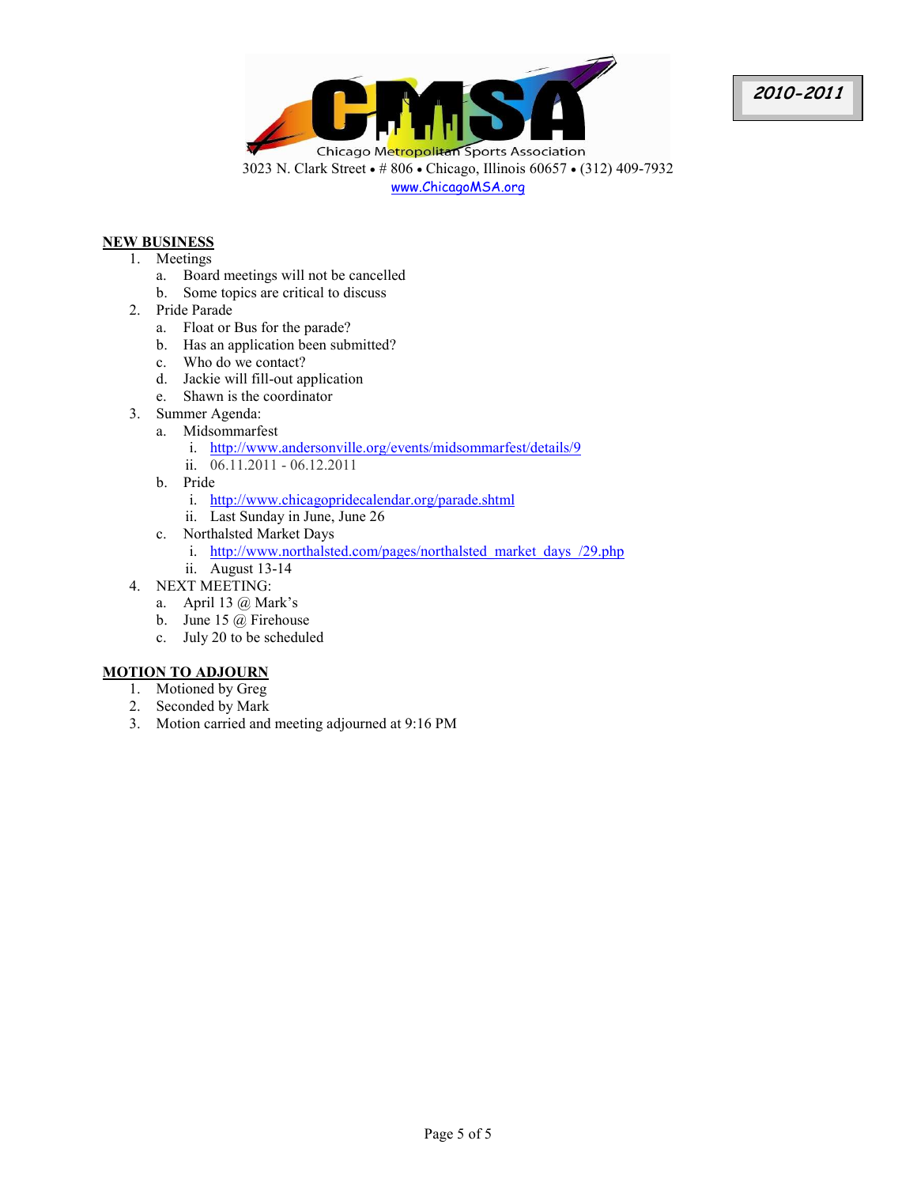Chicago Metropolitan Sports Association

3023 N. Clark Street • # 806 • Chicago, Illinois 60657 • (312) 409-7932

www.ChicagoMSA.org

**2010-2011**

## NEW BUSINESS

1. Meetings
    a. Board meetings will not be cancelled
    b. Some topics are critical to discuss
2. Pride Parade
    a. Float or Bus for the parade?
    b. Has an application been submitted?
    c. Who do we contact?
    d. Jackie will fill-out application
    e. Shawn is the coordinator
3. Summer Agenda:
    a. Midsommarfest
        i. http://www.andersonville.org/events/midsommarfest/details/9
        ii. 06.11.2011 - 06.12.2011
    b. Pride
        i. http://www.chicagopridecalendar.org/parade.shtml
        ii. Last Sunday in June, June 26
    c. Northalsted Market Days
        i. http://www.northalsted.com/pages/northalsted_market_days_/29.php
        ii. August 13-14
4. NEXT MEETING:
    a. April 13 @ Mark's
    b. June 15 @ Firehouse
    c. July 20 to be scheduled

## MOTION TO ADJOURN

1. Motioned by Greg
2. Seconded by Mark
3. Motion carried and meeting adjourned at 9:16 PM